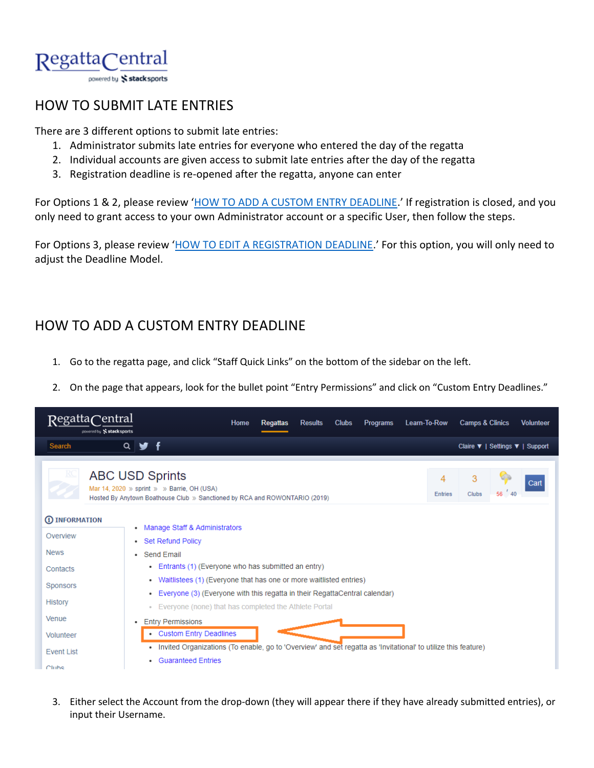RegattaCentral

powered by stacksports

# HOW TO SUBMIT LATE ENTRIES

There are 3 different options to submit late entries:

1. Administrator submits late entries for everyone who entered the day of the regatta
2. Individual accounts are given access to submit late entries after the day of the regatta
3. Registration deadline is re-opened after the regatta, anyone can enter

For Options 1 & 2, please review '[HOW TO ADD A CUSTOM ENTRY DEADLINE](#how-to-add-a-custom-entry-deadline).' If registration is closed, and you only need to grant access to your own Administrator account or a specific User, then follow the steps.

For Options 3, please review '[HOW TO EDIT A REGISTRATION DEADLINE](#how-to-edit-a-registration-deadline).' For this option, you will only need to adjust the Deadline Model.

# HOW TO ADD A CUSTOM ENTRY DEADLINE

1. Go to the regatta page, and click "Staff Quick Links" on the bottom of the sidebar on the left.
2. On the page that appears, look for the bullet point "Entry Permissions" and click on "Custom Entry Deadlines."

3. Either select the Account from the drop-down (they will appear there if they have already submitted entries), or input their Username.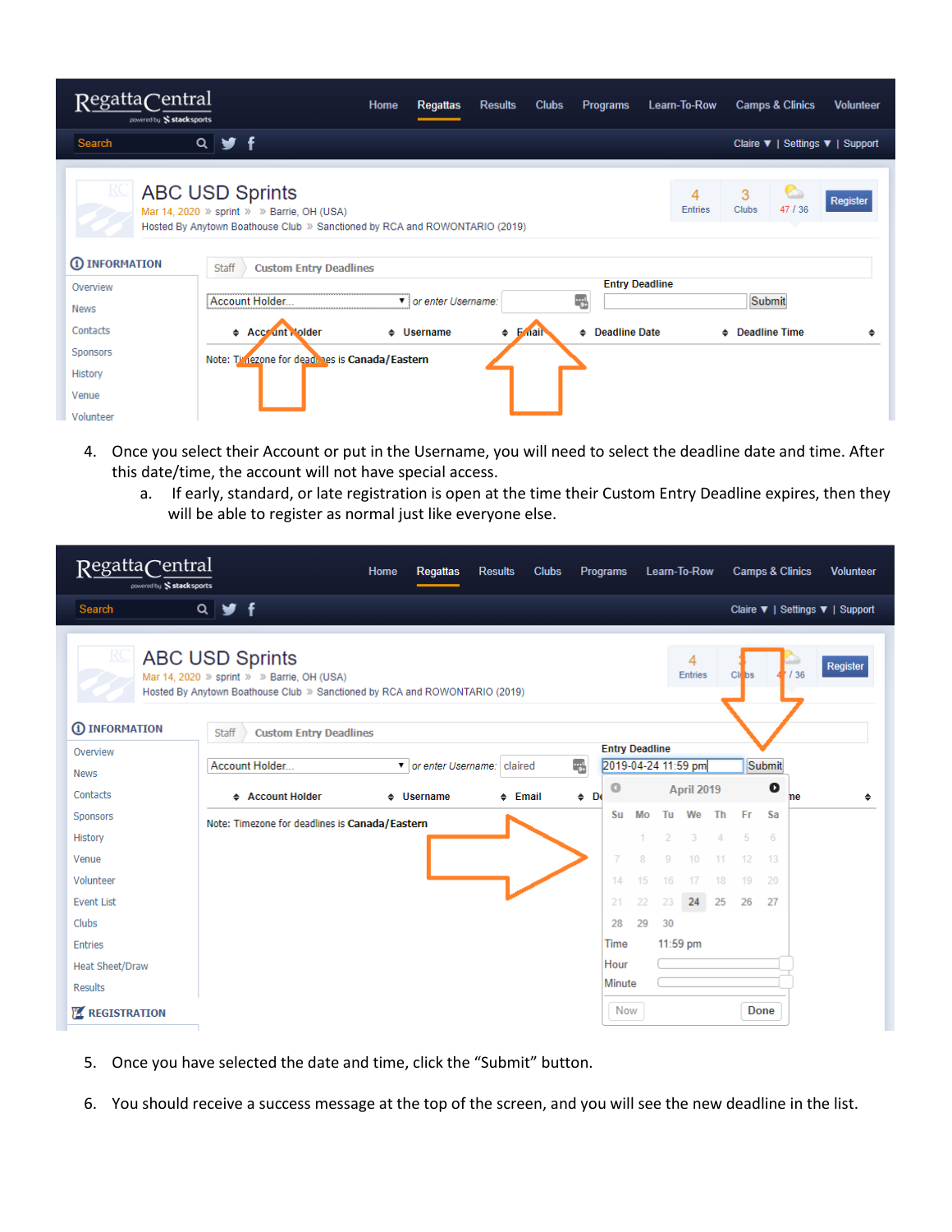4. Once you select their Account or put in the Username, you will need to select the deadline date and time. After this date/time, the account will not have special access.
    a. If early, standard, or late registration is open at the time their Custom Entry Deadline expires, then they will be able to register as normal just like everyone else.

5. Once you have selected the date and time, click the "Submit" button.

6. You should receive a success message at the top of the screen, and you will see the new deadline in the list.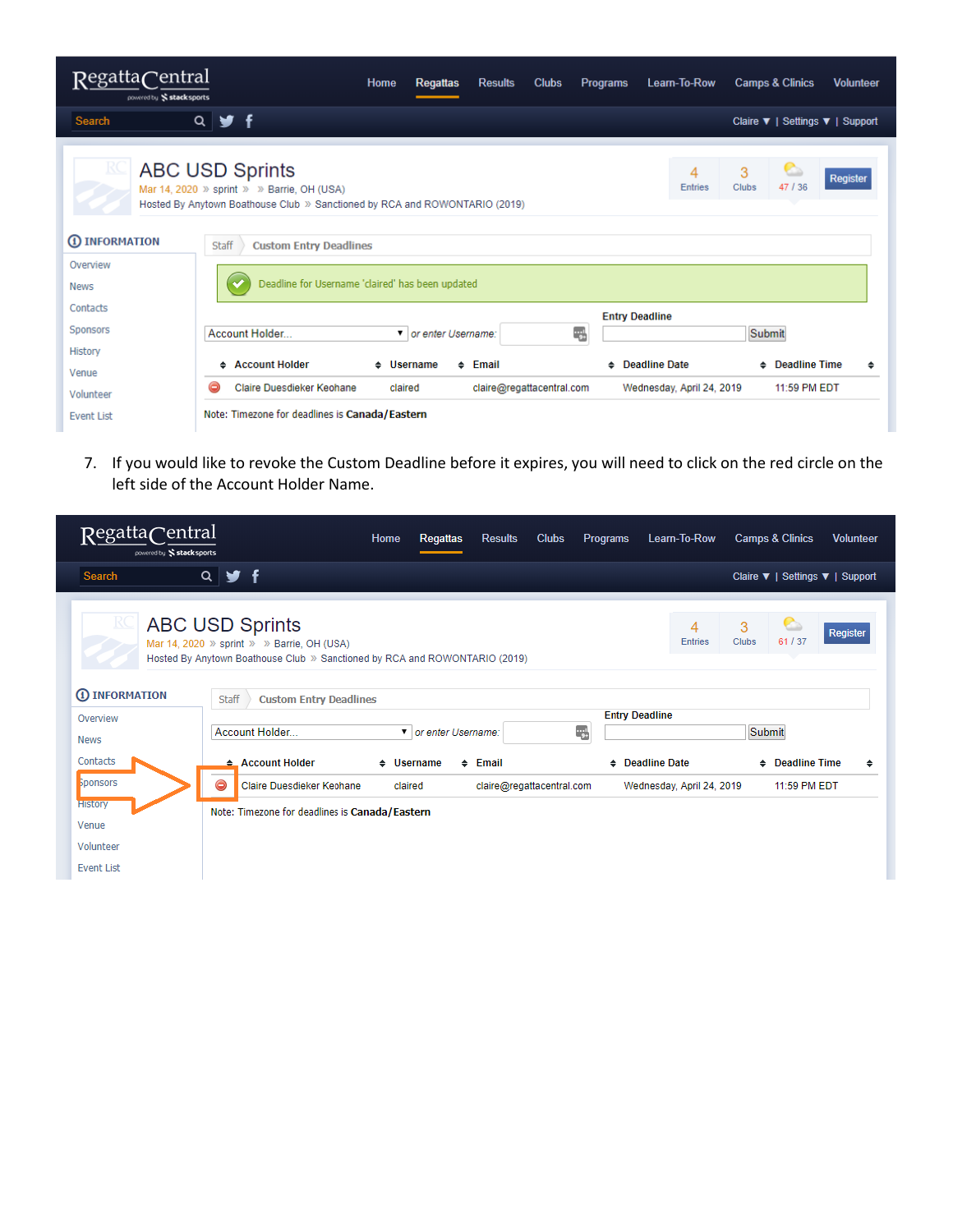7. If you would like to revoke the Custom Deadline before it expires, you will need to click on the red circle on the left side of the Account Holder Name.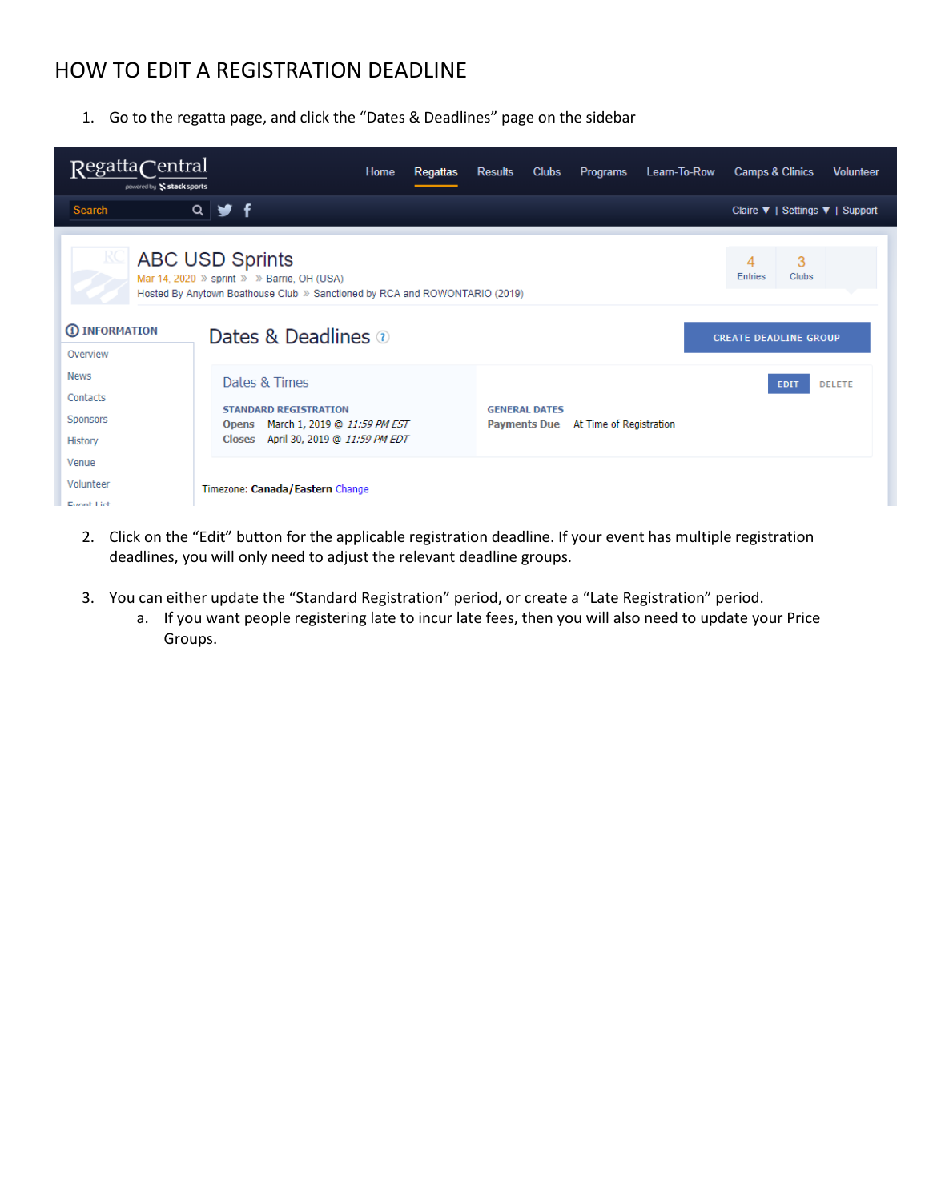# HOW TO EDIT A REGISTRATION DEADLINE

1. Go to the regatta page, and click the "Dates & Deadlines" page on the sidebar

2. Click on the "Edit" button for the applicable registration deadline. If your event has multiple registration deadlines, you will only need to adjust the relevant deadline groups.

3. You can either update the "Standard Registration" period, or create a "Late Registration" period.
   a. If you want people registering late to incur late fees, then you will also need to update your Price Groups.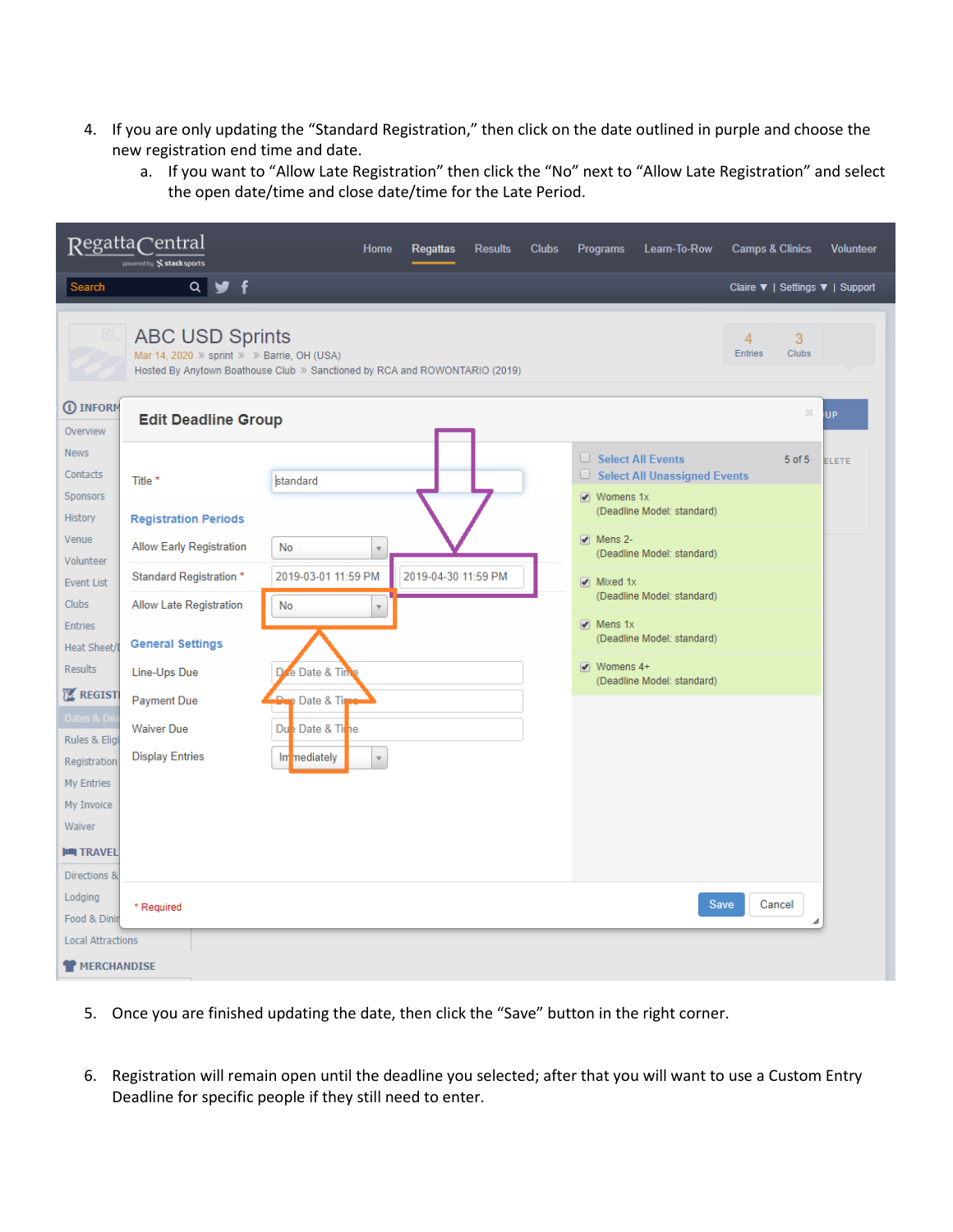4. If you are only updating the "Standard Registration," then click on the date outlined in purple and choose the new registration end time and date.
   a. If you want to "Allow Late Registration" then click the "No" next to "Allow Late Registration" and select the open date/time and close date/time for the Late Period.

5. Once you are finished updating the date, then click the "Save" button in the right corner.

6. Registration will remain open until the deadline you selected; after that you will want to use a Custom Entry Deadline for specific people if they still need to enter.